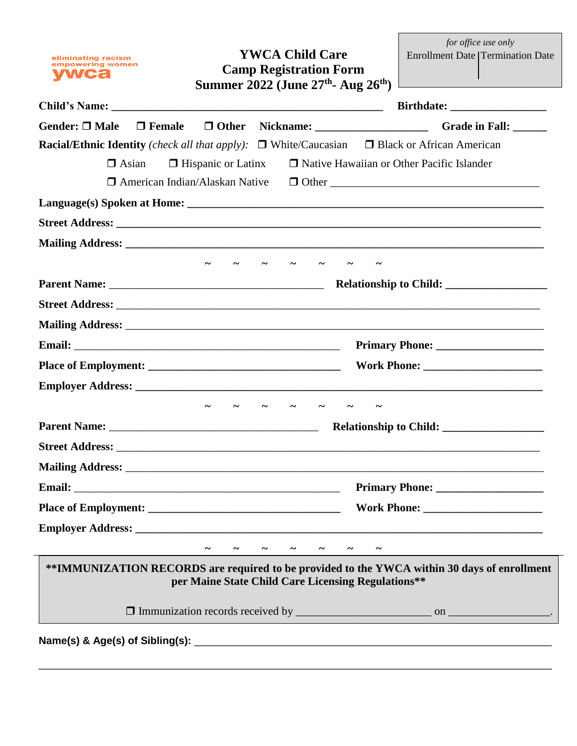eliminating racism
empowering women
ywca

# YWCA Child Care
## Camp Registration Form
## Summer 2022 (June 27th- Aug 26th)

| *for office use only* | |
|---|---|
| Enrollment Date | Termination Date |
| | |

**Child's Name:** ______________________________________________ **Birthdate:** ________________

**Gender:** ❒ **Male** ❒ **Female** ❒ **Other** **Nickname:** ___________________ **Grade in Fall:** ______

**Racial/Ethnic Identity** *(check all that apply):* ❒ White/Caucasian ❒ Black or African American

❒ Asian ❒ Hispanic or Latinx ❒ Native Hawaiian or Other Pacific Islander

❒ American Indian/Alaskan Native ❒ Other ____________________________________

**Language(s) Spoken at Home:** ____________________________________________________________

**Street Address:** ______________________________________________________________________

**Mailing Address:** _____________________________________________________________________

~ ~ ~ ~ ~ ~ ~

**Parent Name:** _______________________________________ **Relationship to Child:** _________________

**Street Address:** ______________________________________________________________________

**Mailing Address:** _____________________________________________________________________

**Email:** ________________________________________________ **Primary Phone:** ___________________

**Place of Employment:** ___________________________________ **Work Phone:** _____________________

**Employer Address:** ____________________________________________________________________

~ ~ ~ ~ ~ ~ ~

**Parent Name:** _______________________________________ **Relationship to Child:** _________________

**Street Address:** ______________________________________________________________________

**Mailing Address:** _____________________________________________________________________

**Email:** ________________________________________________ **Primary Phone:** ___________________

**Place of Employment:** ___________________________________ **Work Phone:** _____________________

**Employer Address:** ____________________________________________________________________

~ ~ ~ ~ ~ ~ ~

**\*\*IMMUNIZATION RECORDS are required to be provided to the YWCA within 30 days of enrollment per Maine State Child Care Licensing Regulations\*\***

❒ Immunization records received by ________________________ on __________________.

**Name(s) & Age(s) of Sibling(s):** __________________________________________________________

_______________________________________________________________________________________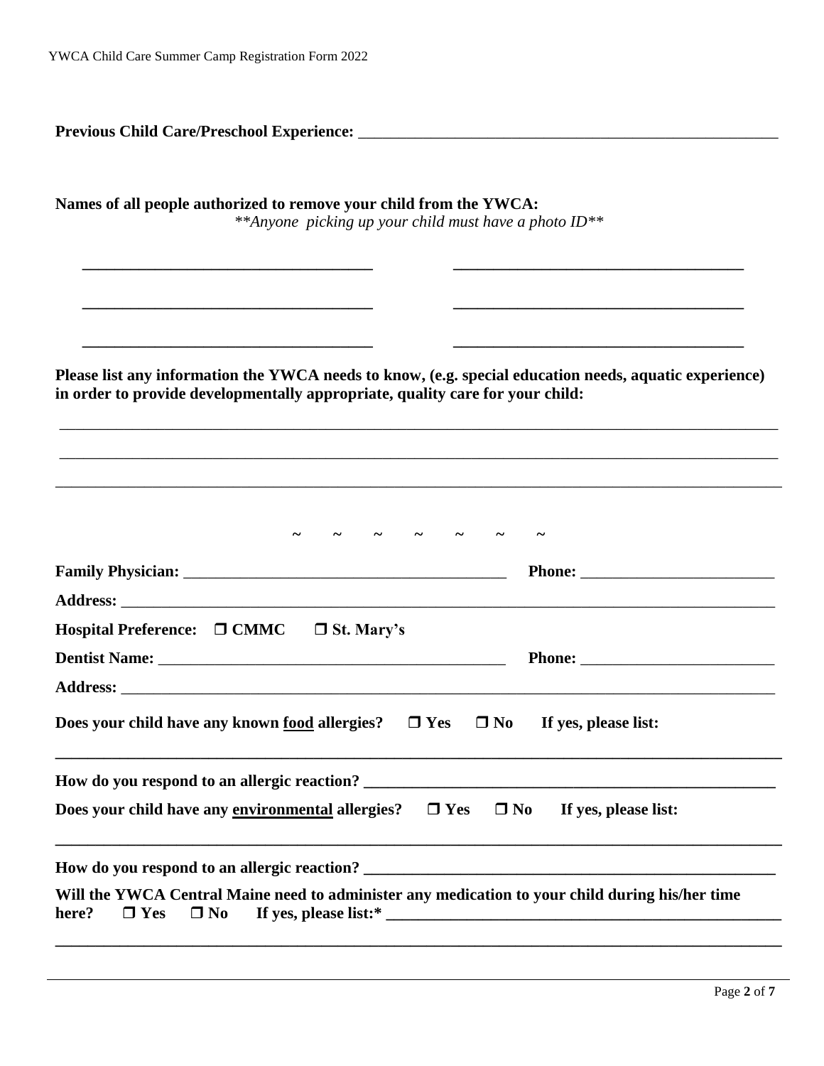**Previous Child Care/Preschool Experience:** ______________________________________________________

**Names of all people authorized to remove your child from the YWCA:**
*\*\*Anyone picking up your child must have a photo ID\*\**

____________________________________ ____________________________________

____________________________________ ____________________________________

____________________________________ ____________________________________

**Please list any information the YWCA needs to know, (e.g. special education needs, aquatic experience) in order to provide developmentally appropriate, quality care for your child:**

_____________________________________________________________________________________

_____________________________________________________________________________________

_____________________________________________________________________________________

~ ~ ~ ~ ~ ~ ~

**Family Physician:** ________________________________________ **Phone:** ________________________

**Address:** _______________________________________________________________________________

**Hospital Preference:** ❒ **CMMC** ❒ **St. Mary's**

**Dentist Name:** ___________________________________________ **Phone:** ________________________

**Address:** _______________________________________________________________________________

**Does your child have any known food allergies?** ❒ **Yes** ❒ **No** **If yes, please list:**

_____________________________________________________________________________________

**How do you respond to an allergic reaction?** ____________________________________________________

**Does your child have any environmental allergies?** ❒ **Yes** ❒ **No** **If yes, please list:**

_____________________________________________________________________________________

**How do you respond to an allergic reaction?** ____________________________________________________

**Will the YWCA Central Maine need to administer any medication to your child during his/her time here?** ❒ **Yes** ❒ **No** **If yes, please list:\*** _____________________________________________

_____________________________________________________________________________________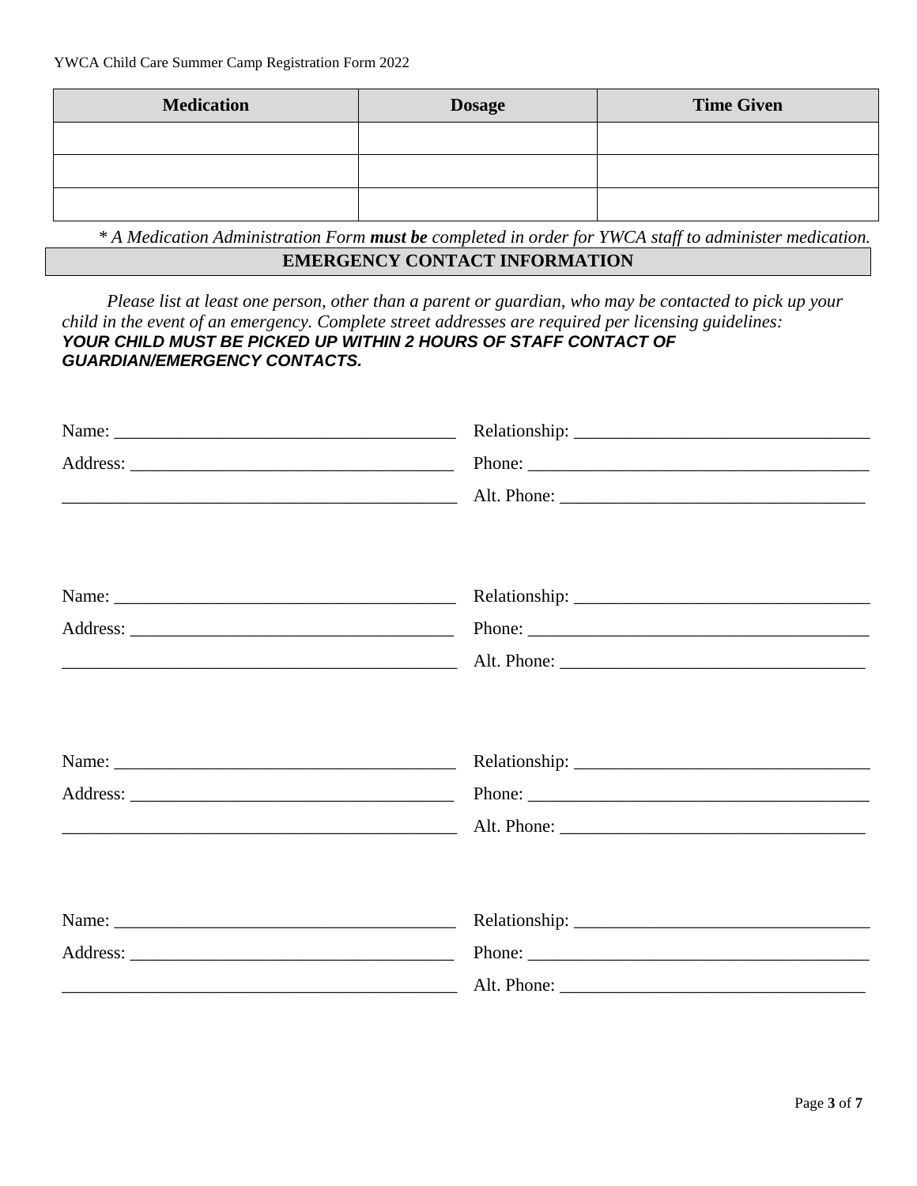| Medication | Dosage | Time Given |
|---|---|---|
| | | |
| | | |
| | | |

*\* A Medication Administration Form **must be** completed in order for YWCA staff to administer medication.*

## EMERGENCY CONTACT INFORMATION

*Please list at least one person, other than a parent or guardian, who may be contacted to pick up your child in the event of an emergency. Complete street addresses are required per licensing guidelines:*
***YOUR CHILD MUST BE PICKED UP WITHIN 2 HOURS OF STAFF CONTACT OF GUARDIAN/EMERGENCY CONTACTS.***

Name: ______________________________________ Relationship: _________________________________

Address: ____________________________________ Phone: ______________________________________

_____________________________________________ Alt. Phone: __________________________________

Name: ______________________________________ Relationship: _________________________________

Address: ____________________________________ Phone: ______________________________________

_____________________________________________ Alt. Phone: __________________________________

Name: ______________________________________ Relationship: _________________________________

Address: ____________________________________ Phone: ______________________________________

_____________________________________________ Alt. Phone: __________________________________

Name: ______________________________________ Relationship: _________________________________

Address: ____________________________________ Phone: ______________________________________

_____________________________________________ Alt. Phone: __________________________________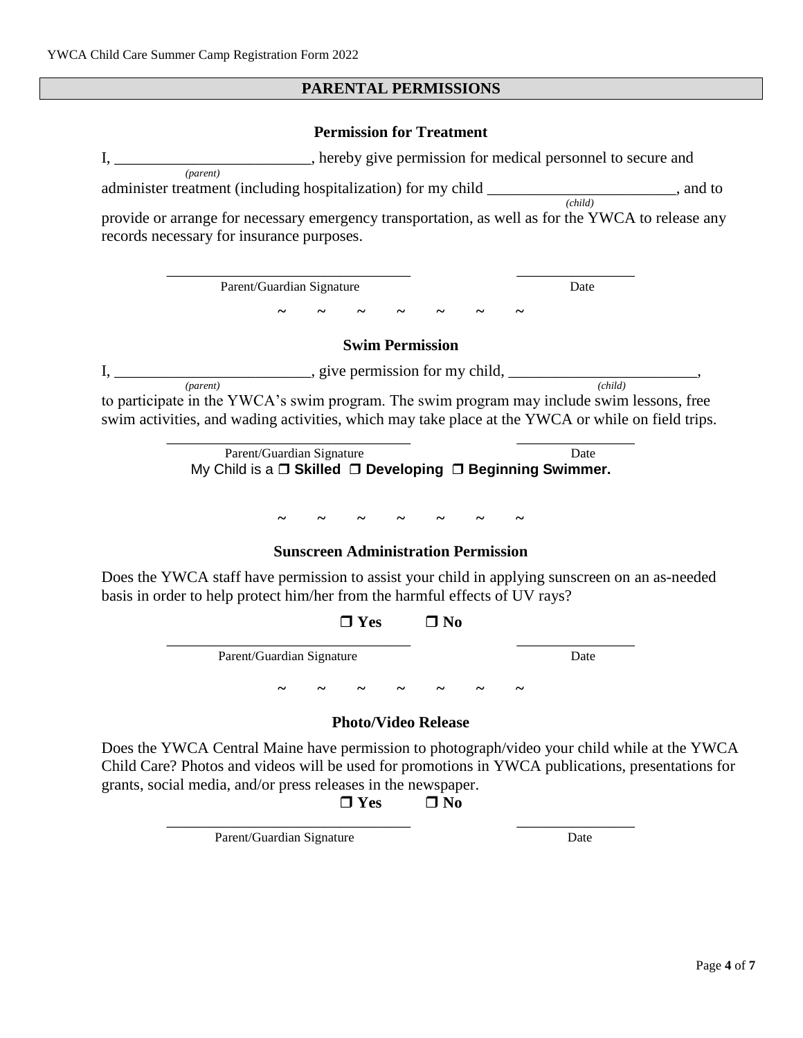## PARENTAL PERMISSIONS

### Permission for Treatment

I, _________________________, hereby give permission for medical personnel to secure and
*(parent)*
administer treatment (including hospitalization) for my child ________________________, and to
*(child)*
provide or arrange for necessary emergency transportation, as well as for the YWCA to release any records necessary for insurance purposes.

_________________________________ ________________
Parent/Guardian Signature Date

~ ~ ~ ~ ~ ~ ~

### Swim Permission

I, _________________________, give permission for my child, ________________________,
*(parent)* *(child)*
to participate in the YWCA's swim program. The swim program may include swim lessons, free swim activities, and wading activities, which may take place at the YWCA or while on field trips.

_________________________________ ________________
Parent/Guardian Signature Date

My Child is a ❒ **Skilled** ❒ **Developing** ❒ **Beginning Swimmer.**

~ ~ ~ ~ ~ ~ ~

### Sunscreen Administration Permission

Does the YWCA staff have permission to assist your child in applying sunscreen on an as-needed basis in order to help protect him/her from the harmful effects of UV rays?

❒ **Yes** ❒ **No**

_________________________________ ________________
Parent/Guardian Signature Date

~ ~ ~ ~ ~ ~ ~

### Photo/Video Release

Does the YWCA Central Maine have permission to photograph/video your child while at the YWCA Child Care? Photos and videos will be used for promotions in YWCA publications, presentations for grants, social media, and/or press releases in the newspaper.

❒ **Yes** ❒ **No**

_________________________________ ________________
Parent/Guardian Signature Date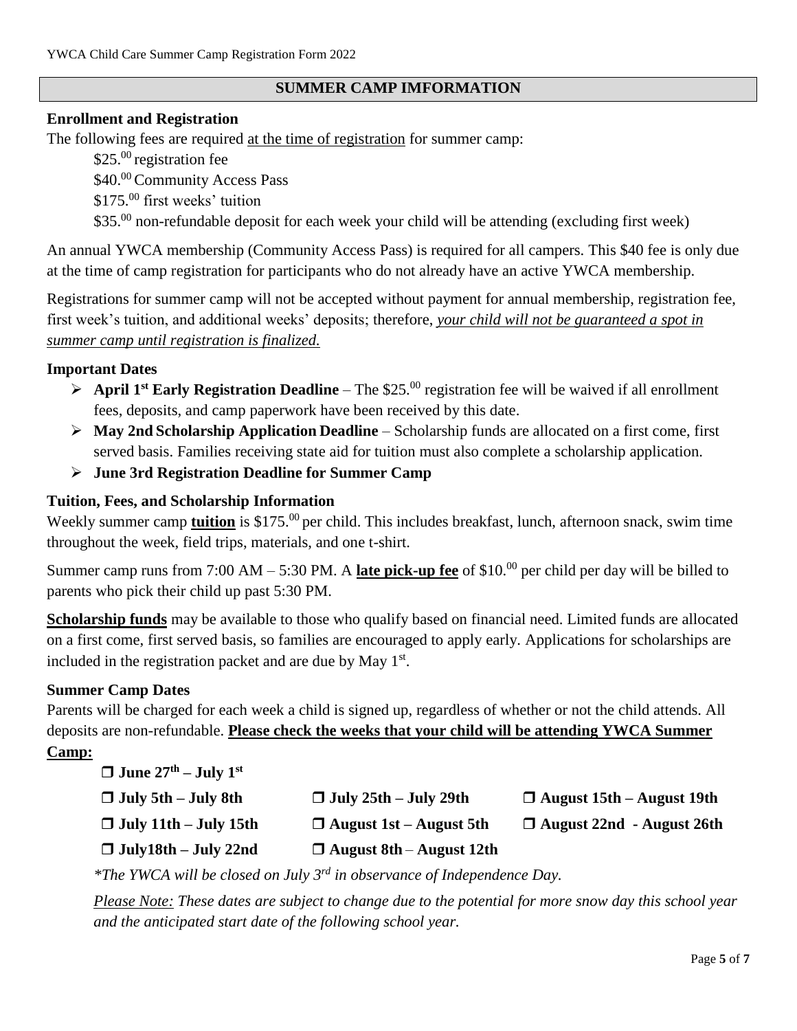## SUMMER CAMP IMFORMATION

### Enrollment and Registration

The following fees are required <u>at the time of registration</u> for summer camp:

- $25.$^{00}$ registration fee
- $40.$^{00}$ Community Access Pass
- $175.$^{00}$ first weeks' tuition
- $35.$^{00}$ non-refundable deposit for each week your child will be attending (excluding first week)

An annual YWCA membership (Community Access Pass) is required for all campers. This $40 fee is only due at the time of camp registration for participants who do not already have an active YWCA membership.

Registrations for summer camp will not be accepted without payment for annual membership, registration fee, first week's tuition, and additional weeks' deposits; therefore, *<u>your child will not be guaranteed a spot in summer camp until registration is finalized.</u>*

### Important Dates

- **April 1st Early Registration Deadline** – The $25.$^{00}$ registration fee will be waived if all enrollment fees, deposits, and camp paperwork have been received by this date.
- **May 2nd Scholarship Application Deadline** – Scholarship funds are allocated on a first come, first served basis. Families receiving state aid for tuition must also complete a scholarship application.
- **June 3rd Registration Deadline for Summer Camp**

### Tuition, Fees, and Scholarship Information

Weekly summer camp **<u>tuition</u>** is $175.$^{00}$ per child. This includes breakfast, lunch, afternoon snack, swim time throughout the week, field trips, materials, and one t-shirt.

Summer camp runs from 7:00 AM – 5:30 PM. A **<u>late pick-up fee</u>** of $10.$^{00}$ per child per day will be billed to parents who pick their child up past 5:30 PM.

**<u>Scholarship funds</u>** may be available to those who qualify based on financial need. Limited funds are allocated on a first come, first served basis, so families are encouraged to apply early. Applications for scholarships are included in the registration packet and are due by May 1st.

### Summer Camp Dates

Parents will be charged for each week a child is signed up, regardless of whether or not the child attends. All deposits are non-refundable. **<u>Please check the weeks that your child will be attending YWCA Summer Camp:</u>**

- ❒ **June 27th – July 1st**
- ❒ **July 5th – July 8th**
- ❒ **July 11th – July 15th**
- ❒ **July18th – July 22nd**
- ❒ **July 25th – July 29th**
- ❒ **August 1st – August 5th**
- ❒ **August 8th – August 12th**
- ❒ **August 15th – August 19th**
- ❒ **August 22nd - August 26th**

*\*The YWCA will be closed on July 3rd in observance of Independence Day.*

*<u>Please Note:</u> These dates are subject to change due to the potential for more snow day this school year and the anticipated start date of the following school year.*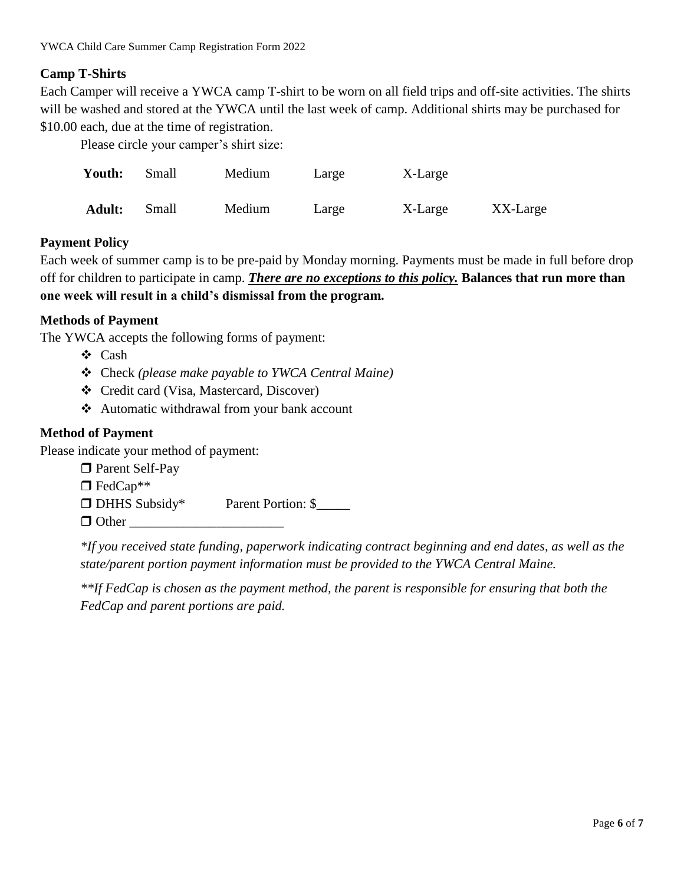### Camp T-Shirts

Each Camper will receive a YWCA camp T-shirt to be worn on all field trips and off-site activities. The shirts will be washed and stored at the YWCA until the last week of camp. Additional shirts may be purchased for $10.00 each, due at the time of registration.

Please circle your camper's shirt size:

| | | | | | |
|---|---|---|---|---|---|
| **Youth:** | Small | Medium | Large | X-Large | |
| **Adult:** | Small | Medium | Large | X-Large | XX-Large |

### Payment Policy

Each week of summer camp is to be pre-paid by Monday morning. Payments must be made in full before drop off for children to participate in camp. ***There are no exceptions to this policy.*** **Balances that run more than one week will result in a child's dismissal from the program.**

### Methods of Payment

The YWCA accepts the following forms of payment:

- Cash
- Check *(please make payable to YWCA Central Maine)*
- Credit card (Visa, Mastercard, Discover)
- Automatic withdrawal from your bank account

### Method of Payment

Please indicate your method of payment:

- ☐ Parent Self-Pay
- ☐ FedCap**
- ☐ DHHS Subsidy* Parent Portion: $_____
- ☐ Other _______________________

*\*If you received state funding, paperwork indicating contract beginning and end dates, as well as the state/parent portion payment information must be provided to the YWCA Central Maine.*

*\*\*If FedCap is chosen as the payment method, the parent is responsible for ensuring that both the FedCap and parent portions are paid.*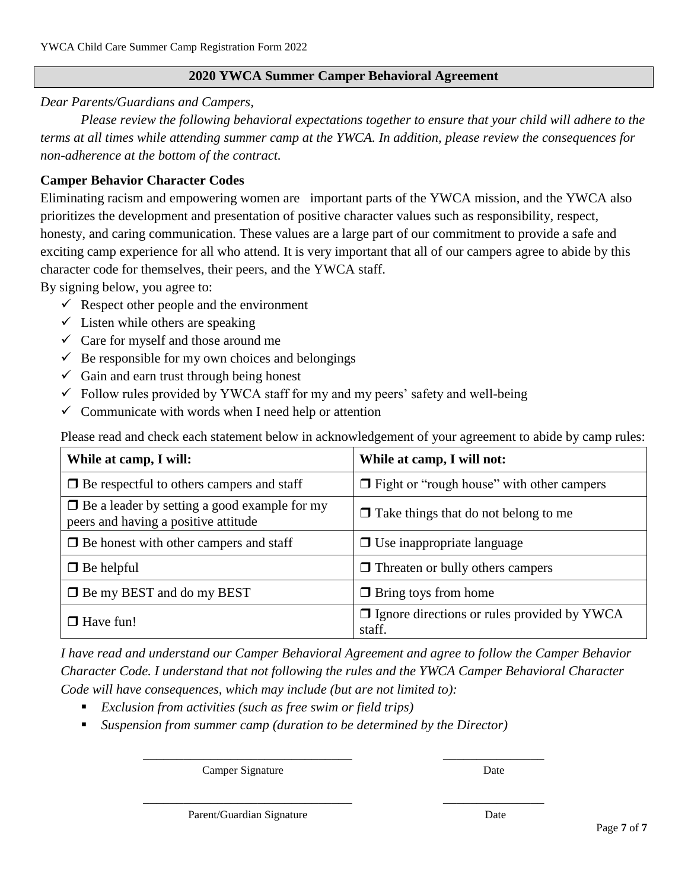## 2020 YWCA Summer Camper Behavioral Agreement

*Dear Parents/Guardians and Campers,*

*Please review the following behavioral expectations together to ensure that your child will adhere to the terms at all times while attending summer camp at the YWCA. In addition, please review the consequences for non-adherence at the bottom of the contract.*

**Camper Behavior Character Codes**

Eliminating racism and empowering women are important parts of the YWCA mission, and the YWCA also prioritizes the development and presentation of positive character values such as responsibility, respect, honesty, and caring communication. These values are a large part of our commitment to provide a safe and exciting camp experience for all who attend. It is very important that all of our campers agree to abide by this character code for themselves, their peers, and the YWCA staff.

By signing below, you agree to:

- ✓ Respect other people and the environment
- ✓ Listen while others are speaking
- ✓ Care for myself and those around me
- ✓ Be responsible for my own choices and belongings
- ✓ Gain and earn trust through being honest
- ✓ Follow rules provided by YWCA staff for my and my peers' safety and well-being
- ✓ Communicate with words when I need help or attention

Please read and check each statement below in acknowledgement of your agreement to abide by camp rules:

| While at camp, I will: | While at camp, I will not: |
|---|---|
| ❒ Be respectful to others campers and staff | ❒ Fight or "rough house" with other campers |
| ❒ Be a leader by setting a good example for my peers and having a positive attitude | ❒ Take things that do not belong to me |
| ❒ Be honest with other campers and staff | ❒ Use inappropriate language |
| ❒ Be helpful | ❒ Threaten or bully others campers |
| ❒ Be my BEST and do my BEST | ❒ Bring toys from home |
| ❒ Have fun! | ❒ Ignore directions or rules provided by YWCA staff. |

*I have read and understand our Camper Behavioral Agreement and agree to follow the Camper Behavior Character Code. I understand that not following the rules and the YWCA Camper Behavioral Character Code will have consequences, which may include (but are not limited to):*

- *Exclusion from activities (such as free swim or field trips)*
- *Suspension from summer camp (duration to be determined by the Director)*

\_\_\_\_\_\_\_\_\_\_\_\_\_\_\_\_\_\_\_\_\_\_\_\_\_\_\_\_\_\_\_\_ \_\_\_\_\_\_\_\_\_\_\_\_\_\_\_\_

Camper Signature Date

\_\_\_\_\_\_\_\_\_\_\_\_\_\_\_\_\_\_\_\_\_\_\_\_\_\_\_\_\_\_\_\_ \_\_\_\_\_\_\_\_\_\_\_\_\_\_\_\_

Parent/Guardian Signature Date